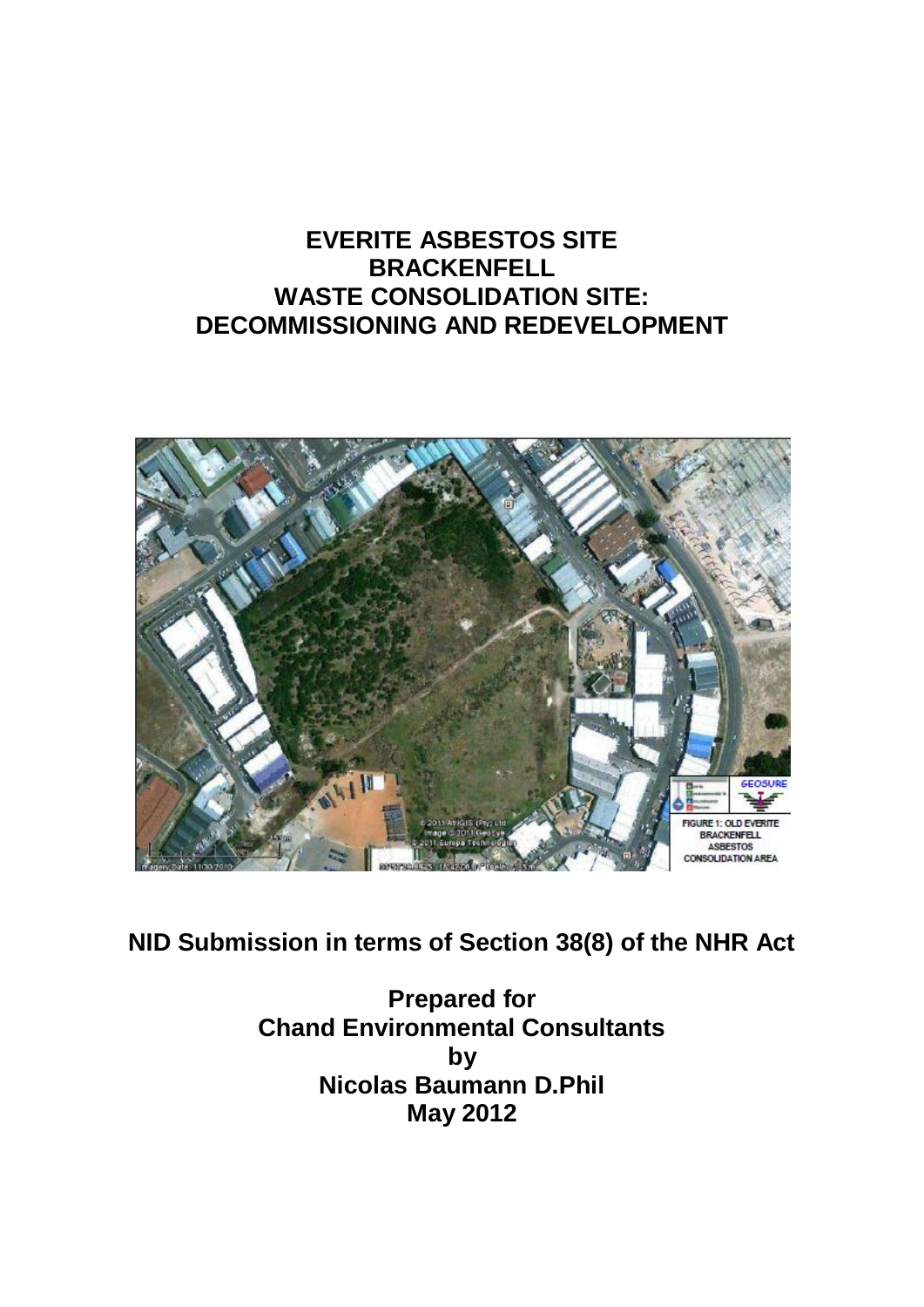# EVERITE ASBESTOS SITE BRACKENFELL WASTE CONSOLIDATION SITE: DECOMMISSIONING AND REDEVELOPMENT

FIGURE 1: OLD EVERITE BRACKENFELL ASBESTOS CONSOLIDATION AREA

**NID Submission in terms of Section 38(8) of the NHR Act**

**Prepared for**
**Chand Environmental Consultants**
**by**
**Nicolas Baumann D.Phil**
**May 2012**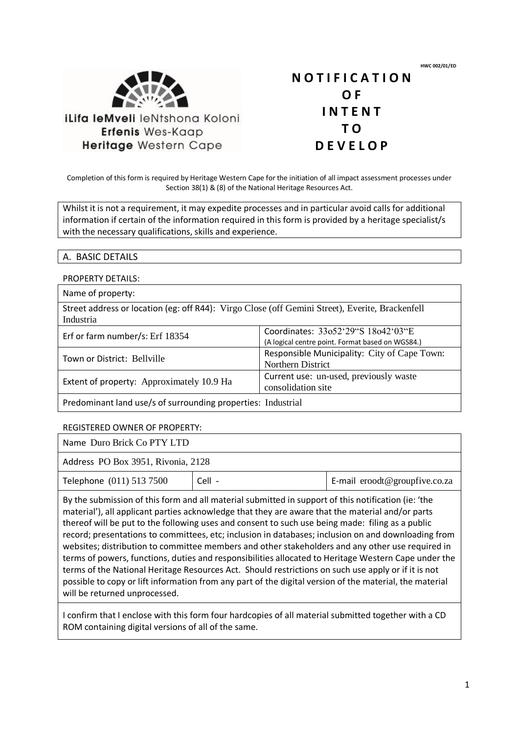HWC 002/01/ED

iLifa leMveli leNtshona Koloni
Erfenis Wes-Kaap
Heritage Western Cape

# NOTIFICATION OF INTENT TO DEVELOP

Completion of this form is required by Heritage Western Cape for the initiation of all impact assessment processes under Section 38(1) & (8) of the National Heritage Resources Act.

Whilst it is not a requirement, it may expedite processes and in particular avoid calls for additional information if certain of the information required in this form is provided by a heritage specialist/s with the necessary qualifications, skills and experience.

## A. BASIC DETAILS

PROPERTY DETAILS:

| Name of property: | |
|---|---|
| Street address or location (eg: off R44): Virgo Close (off Gemini Street), Everite, Brackenfell Industria | |
| Erf or farm number/s: Erf 18354 | Coordinates: 33o52'29"S 18o42'03"E (A logical centre point. Format based on WGS84.) |
| Town or District: Bellville | Responsible Municipality: City of Cape Town: Northern District |
| Extent of property: Approximately 10.9 Ha | Current use: un-used, previously waste consolidation site |
| Predominant land use/s of surrounding properties: Industrial | |

REGISTERED OWNER OF PROPERTY:

| Name Duro Brick Co PTY LTD | | |
|---|---|---|
| Address PO Box 3951, Rivonia, 2128 | | |
| Telephone (011) 513 7500 | Cell - | E-mail eroodt@groupfive.co.za |

By the submission of this form and all material submitted in support of this notification (ie: 'the material'), all applicant parties acknowledge that they are aware that the material and/or parts thereof will be put to the following uses and consent to such use being made: filing as a public record; presentations to committees, etc; inclusion in databases; inclusion on and downloading from websites; distribution to committee members and other stakeholders and any other use required in terms of powers, functions, duties and responsibilities allocated to Heritage Western Cape under the terms of the National Heritage Resources Act. Should restrictions on such use apply or if it is not possible to copy or lift information from any part of the digital version of the material, the material will be returned unprocessed.

I confirm that I enclose with this form four hardcopies of all material submitted together with a CD ROM containing digital versions of all of the same.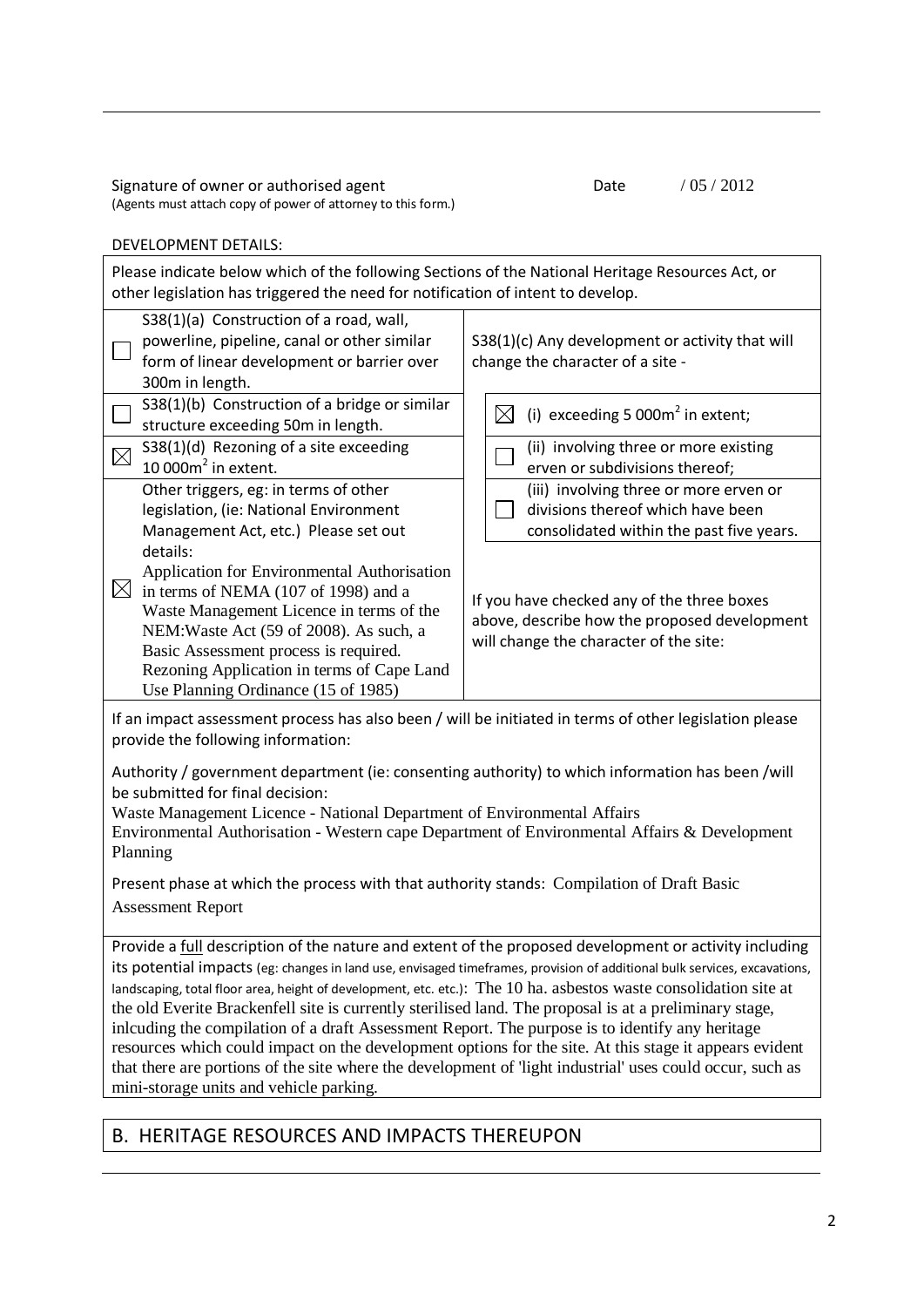Signature of owner or authorised agent Date / 05 / 2012
(Agents must attach copy of power of attorney to this form.)

DEVELOPMENT DETAILS:

Please indicate below which of the following Sections of the National Heritage Resources Act, or other legislation has triggered the need for notification of intent to develop.

| | |
|---|---|
| ☐ S38(1)(a) Construction of a road, wall, powerline, pipeline, canal or other similar form of linear development or barrier over 300m in length. | S38(1)(c) Any development or activity that will change the character of a site - |
| ☐ S38(1)(b) Construction of a bridge or similar structure exceeding 50m in length. | ☒ (i) exceeding 5 000m$^2$ in extent; |
| ☒ S38(1)(d) Rezoning of a site exceeding 10 000m$^2$ in extent. | ☐ (ii) involving three or more existing erven or subdivisions thereof; |
| ☒ Other triggers, eg: in terms of other legislation, (ie: National Environment Management Act, etc.) Please set out details: Application for Environmental Authorisation in terms of NEMA (107 of 1998) and a Waste Management Licence in terms of the NEM:Waste Act (59 of 2008). As such, a Basic Assessment process is required. Rezoning Application in terms of Cape Land Use Planning Ordinance (15 of 1985) | ☐ (iii) involving three or more erven or divisions thereof which have been consolidated within the past five years. If you have checked any of the three boxes above, describe how the proposed development will change the character of the site: |

If an impact assessment process has also been / will be initiated in terms of other legislation please provide the following information:

Authority / government department (ie: consenting authority) to which information has been /will be submitted for final decision:
Waste Management Licence - National Department of Environmental Affairs
Environmental Authorisation - Western cape Department of Environmental Affairs & Development Planning

Present phase at which the process with that authority stands: Compilation of Draft Basic Assessment Report

Provide a full description of the nature and extent of the proposed development or activity including its potential impacts (eg: changes in land use, envisaged timeframes, provision of additional bulk services, excavations, landscaping, total floor area, height of development, etc. etc.): The 10 ha. asbestos waste consolidation site at the old Everite Brackenfell site is currently sterilised land. The proposal is at a preliminary stage, inlcuding the compilation of a draft Assessment Report. The purpose is to identify any heritage resources which could impact on the development options for the site. At this stage it appears evident that there are portions of the site where the development of 'light industrial' uses could occur, such as mini-storage units and vehicle parking.

## B. HERITAGE RESOURCES AND IMPACTS THEREUPON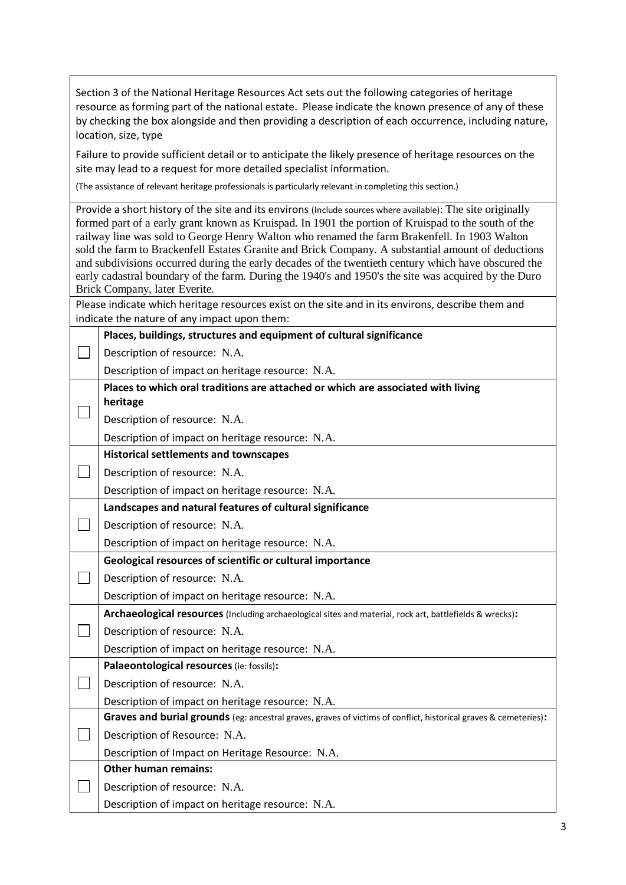Section 3 of the National Heritage Resources Act sets out the following categories of heritage resource as forming part of the national estate. Please indicate the known presence of any of these by checking the box alongside and then providing a description of each occurrence, including nature, location, size, type

Failure to provide sufficient detail or to anticipate the likely presence of heritage resources on the site may lead to a request for more detailed specialist information.

(The assistance of relevant heritage professionals is particularly relevant in completing this section.)

Provide a short history of the site and its environs (Include sources where available): The site originally formed part of a early grant known as Kruispad. In 1901 the portion of Kruispad to the south of the railway line was sold to George Henry Walton who renamed the farm Brakenfell. In 1903 Walton sold the farm to Brackenfell Estates Granite and Brick Company. A substantial amount of deductions and subdivisions occurred during the early decades of the twentieth century which have obscured the early cadastral boundary of the farm. During the 1940's and 1950's the site was acquired by the Duro Brick Company, later Everite.

Please indicate which heritage resources exist on the site and in its environs, describe them and indicate the nature of any impact upon them:

| | |
|---|---|
| ☐ | **Places, buildings, structures and equipment of cultural significance**<br>Description of resource: N.A.<br>Description of impact on heritage resource: N.A. |
| ☐ | **Places to which oral traditions are attached or which are associated with living heritage**<br>Description of resource: N.A.<br>Description of impact on heritage resource: N.A. |
| ☐ | **Historical settlements and townscapes**<br>Description of resource: N.A.<br>Description of impact on heritage resource: N.A. |
| ☐ | **Landscapes and natural features of cultural significance**<br>Description of resource: N.A.<br>Description of impact on heritage resource: N.A. |
| ☐ | **Geological resources of scientific or cultural importance**<br>Description of resource: N.A.<br>Description of impact on heritage resource: N.A. |
| ☐ | **Archaeological resources** (Including archaeological sites and material, rock art, battlefields & wrecks)**:**<br>Description of resource: N.A.<br>Description of impact on heritage resource: N.A. |
| ☐ | **Palaeontological resources** (ie: fossils)**:**<br>Description of resource: N.A.<br>Description of impact on heritage resource: N.A. |
| ☐ | **Graves and burial grounds** (eg: ancestral graves, graves of victims of conflict, historical graves & cemeteries)**:**<br>Description of Resource: N.A.<br>Description of Impact on Heritage Resource: N.A. |
| ☐ | **Other human remains:**<br>Description of resource: N.A.<br>Description of impact on heritage resource: N.A. |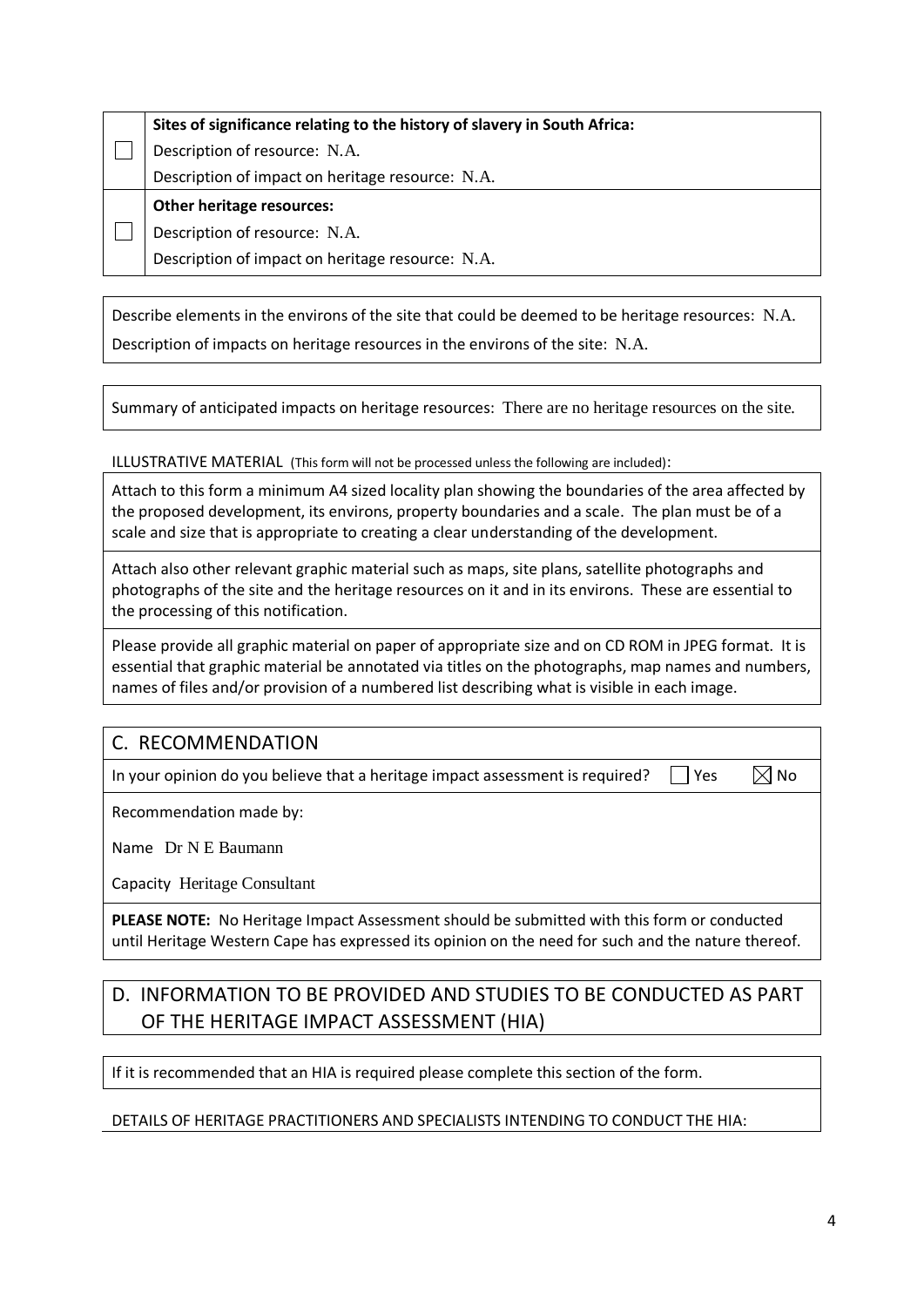| | |
|---|---|
| ☐ | **Sites of significance relating to the history of slavery in South Africa:** |
| | Description of resource: N.A. |
| | Description of impact on heritage resource: N.A. |
| ☐ | **Other heritage resources:** |
| | Description of resource: N.A. |
| | Description of impact on heritage resource: N.A. |

Describe elements in the environs of the site that could be deemed to be heritage resources: N.A.

Description of impacts on heritage resources in the environs of the site: N.A.

Summary of anticipated impacts on heritage resources: There are no heritage resources on the site.

ILLUSTRATIVE MATERIAL (This form will not be processed unless the following are included):

Attach to this form a minimum A4 sized locality plan showing the boundaries of the area affected by the proposed development, its environs, property boundaries and a scale. The plan must be of a scale and size that is appropriate to creating a clear understanding of the development.

Attach also other relevant graphic material such as maps, site plans, satellite photographs and photographs of the site and the heritage resources on it and in its environs. These are essential to the processing of this notification.

Please provide all graphic material on paper of appropriate size and on CD ROM in JPEG format. It is essential that graphic material be annotated via titles on the photographs, map names and numbers, names of files and/or provision of a numbered list describing what is visible in each image.

## C. RECOMMENDATION

In your opinion do you believe that a heritage impact assessment is required? ☐ Yes ☒ No

Recommendation made by:

Name Dr N E Baumann

Capacity Heritage Consultant

**PLEASE NOTE:** No Heritage Impact Assessment should be submitted with this form or conducted until Heritage Western Cape has expressed its opinion on the need for such and the nature thereof.

## D. INFORMATION TO BE PROVIDED AND STUDIES TO BE CONDUCTED AS PART OF THE HERITAGE IMPACT ASSESSMENT (HIA)

If it is recommended that an HIA is required please complete this section of the form.

DETAILS OF HERITAGE PRACTITIONERS AND SPECIALISTS INTENDING TO CONDUCT THE HIA: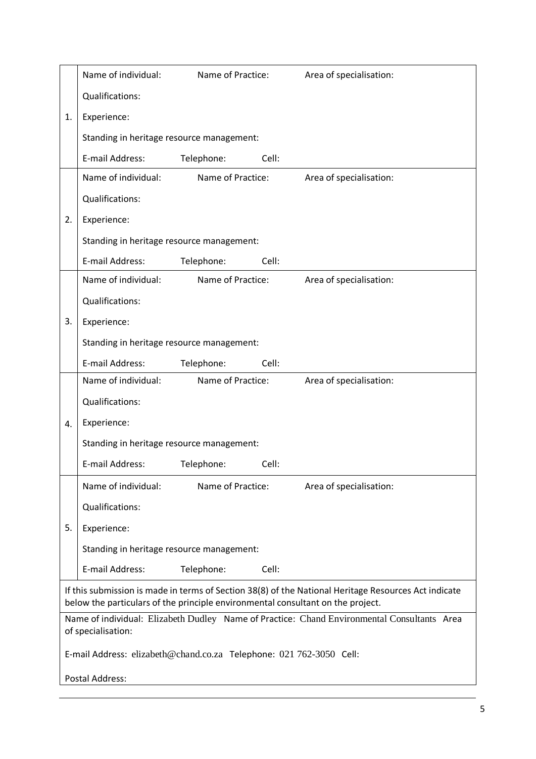| | |
|---|---|
| 1. | Name of individual: Name of Practice: Area of specialisation:<br>Qualifications:<br>Experience:<br>Standing in heritage resource management:<br>E-mail Address: Telephone: Cell: |
| 2. | Name of individual: Name of Practice: Area of specialisation:<br>Qualifications:<br>Experience:<br>Standing in heritage resource management:<br>E-mail Address: Telephone: Cell: |
| 3. | Name of individual: Name of Practice: Area of specialisation:<br>Qualifications:<br>Experience:<br>Standing in heritage resource management:<br>E-mail Address: Telephone: Cell: |
| 4. | Name of individual: Name of Practice: Area of specialisation:<br>Qualifications:<br>Experience:<br>Standing in heritage resource management:<br>E-mail Address: Telephone: Cell: |
| 5. | Name of individual: Name of Practice: Area of specialisation:<br>Qualifications:<br>Experience:<br>Standing in heritage resource management:<br>E-mail Address: Telephone: Cell: |

| |
|---|
| If this submission is made in terms of Section 38(8) of the National Heritage Resources Act indicate below the particulars of the principle environmental consultant on the project. |
| Name of individual: Elizabeth Dudley Name of Practice: Chand Environmental Consultants Area of specialisation:<br><br>E-mail Address: elizabeth@chand.co.za Telephone: 021 762-3050 Cell:<br><br>Postal Address: |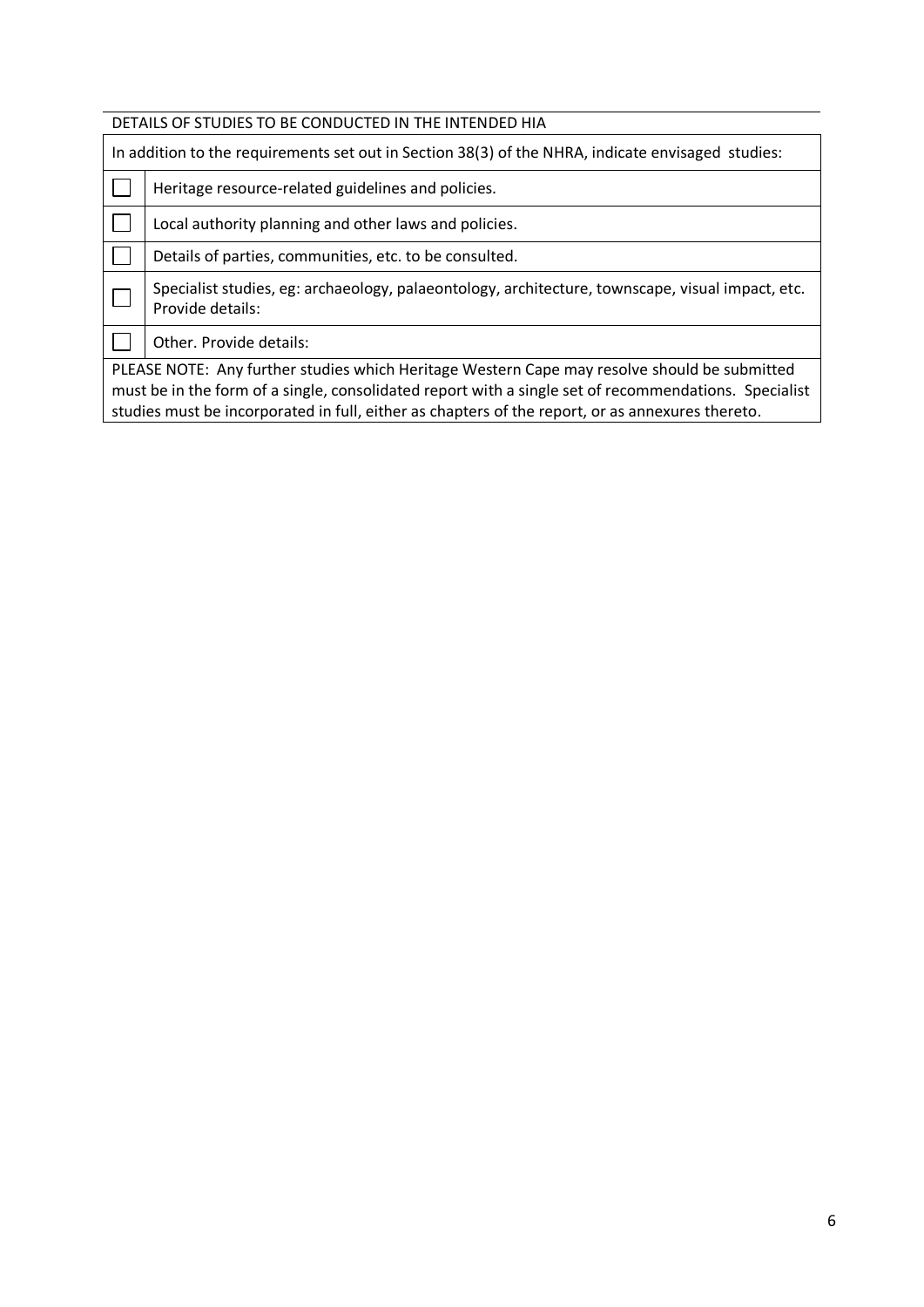DETAILS OF STUDIES TO BE CONDUCTED IN THE INTENDED HIA

| In addition to the requirements set out in Section 38(3) of the NHRA, indicate envisaged studies: | |
|---|---|
| ☐ | Heritage resource-related guidelines and policies. |
| ☐ | Local authority planning and other laws and policies. |
| ☐ | Details of parties, communities, etc. to be consulted. |
| ☐ | Specialist studies, eg: archaeology, palaeontology, architecture, townscape, visual impact, etc. Provide details: |
| ☐ | Other. Provide details: |
| PLEASE NOTE: Any further studies which Heritage Western Cape may resolve should be submitted must be in the form of a single, consolidated report with a single set of recommendations. Specialist studies must be incorporated in full, either as chapters of the report, or as annexures thereto. | |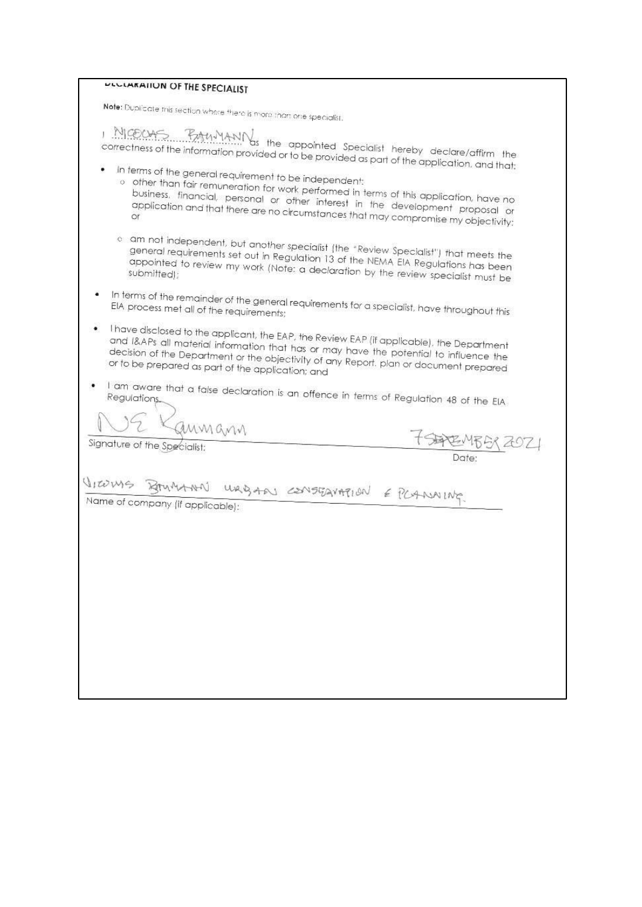## DECLARATION OF THE SPECIALIST

**Note:** Duplicate this section where there is more than one specialist.

I NICOLAS BAUMANN as the appointed Specialist hereby declare/affirm the correctness of the information provided or to be provided as part of the application, and that:

- In terms of the general requirement to be independent:
  - other than fair remuneration for work performed in terms of this application, have no business, financial, personal or other interest in the development proposal or application and that there are no circumstances that may compromise my objectivity; or
  - am not independent, but another specialist (the "Review Specialist") that meets the general requirements set out in Regulation 13 of the NEMA EIA Regulations has been appointed to review my work (Note: a declaration by the review specialist must be submitted);
- In terms of the remainder of the general requirements for a specialist, have throughout this EIA process met all of the requirements;
- I have disclosed to the applicant, the EAP, the Review EAP (if applicable), the Department and I&APs all material information that has or may have the potential to influence the decision of the Department or the objectivity of any Report, plan or document prepared or to be prepared as part of the application; and
- I am aware that a false declaration is an offence in terms of Regulation 48 of the EIA Regulations.

N E Baumann

Signature of the Specialist:

7 SEPTEMBER 2021

Date:

NICOLAS BAUMANN URBAN CONSERVATION & PLANNING

Name of company (if applicable):